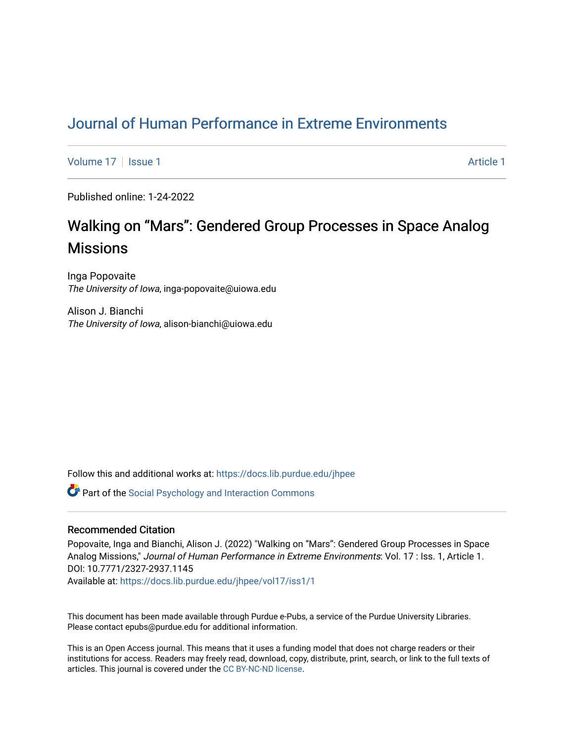# Journal of Human Performance in Extreme Environments

Volume 17 | Issue 1 Article 1

Published online: 1-24-2022

## Walking on “Mars”: Gendered Group Processes in Space Analog Missions

Inga Popovaite
*The University of Iowa*, inga-popovaite@uiowa.edu

Alison J. Bianchi
*The University of Iowa*, alison-bianchi@uiowa.edu

Follow this and additional works at: https://docs.lib.purdue.edu/jhpee

Part of the Social Psychology and Interaction Commons

### Recommended Citation

Popovaite, Inga and Bianchi, Alison J. (2022) "Walking on “Mars”: Gendered Group Processes in Space Analog Missions," *Journal of Human Performance in Extreme Environments*: Vol. 17 : Iss. 1, Article 1.
DOI: 10.7771/2327-2937.1145
Available at: https://docs.lib.purdue.edu/jhpee/vol17/iss1/1

This document has been made available through Purdue e-Pubs, a service of the Purdue University Libraries. Please contact epubs@purdue.edu for additional information.

This is an Open Access journal. This means that it uses a funding model that does not charge readers or their institutions for access. Readers may freely read, download, copy, distribute, print, search, or link to the full texts of articles. This journal is covered under the CC BY-NC-ND license.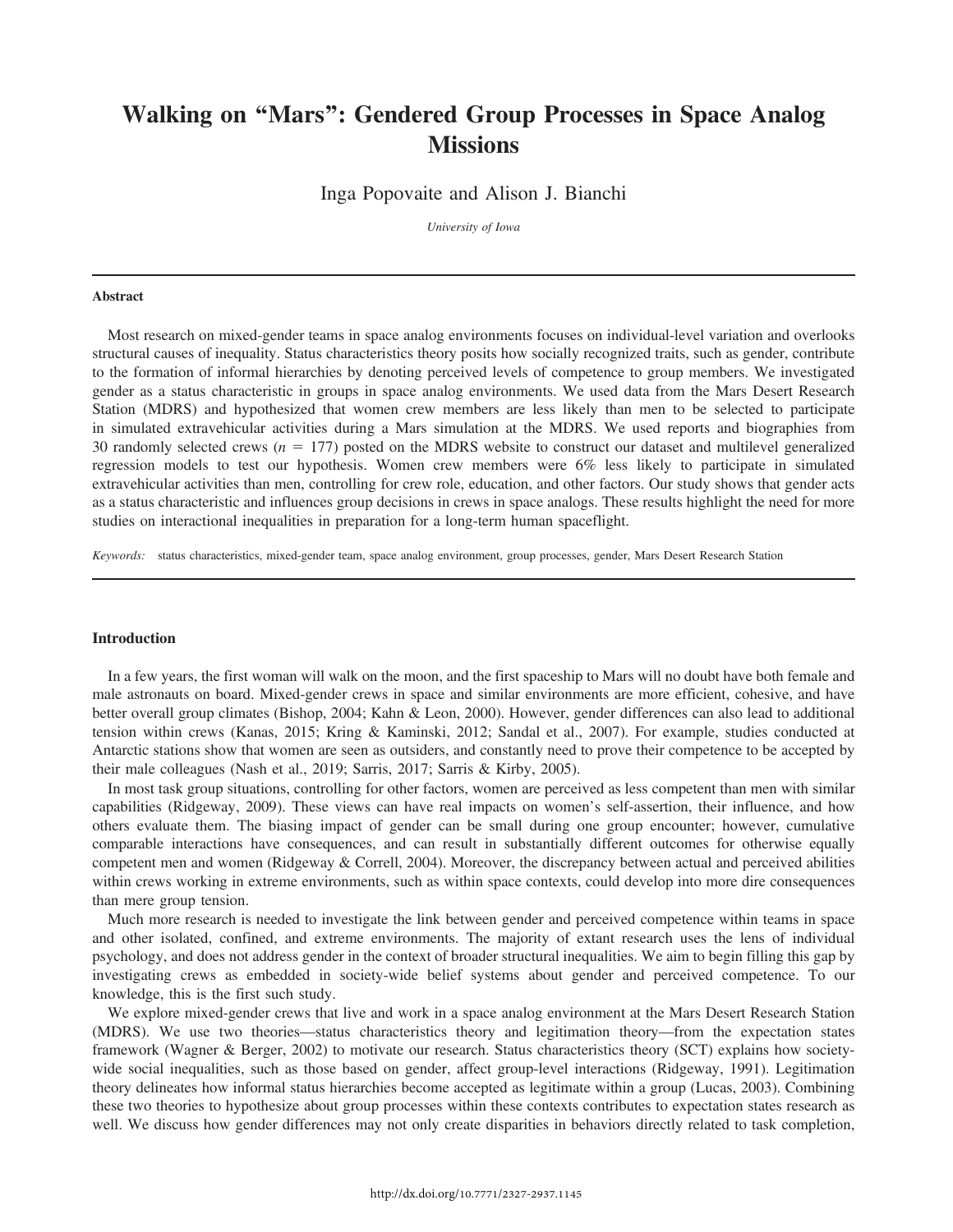# Walking on "Mars": Gendered Group Processes in Space Analog Missions

Inga Popovaite and Alison J. Bianchi

*University of Iowa*

#### Abstract

Most research on mixed-gender teams in space analog environments focuses on individual-level variation and overlooks structural causes of inequality. Status characteristics theory posits how socially recognized traits, such as gender, contribute to the formation of informal hierarchies by denoting perceived levels of competence to group members. We investigated gender as a status characteristic in groups in space analog environments. We used data from the Mars Desert Research Station (MDRS) and hypothesized that women crew members are less likely than men to be selected to participate in simulated extravehicular activities during a Mars simulation at the MDRS. We used reports and biographies from 30 randomly selected crews ($n = 177$) posted on the MDRS website to construct our dataset and multilevel generalized regression models to test our hypothesis. Women crew members were 6% less likely to participate in simulated extravehicular activities than men, controlling for crew role, education, and other factors. Our study shows that gender acts as a status characteristic and influences group decisions in crews in space analogs. These results highlight the need for more studies on interactional inequalities in preparation for a long-term human spaceflight.

*Keywords:* status characteristics, mixed-gender team, space analog environment, group processes, gender, Mars Desert Research Station

## Introduction

In a few years, the first woman will walk on the moon, and the first spaceship to Mars will no doubt have both female and male astronauts on board. Mixed-gender crews in space and similar environments are more efficient, cohesive, and have better overall group climates (Bishop, 2004; Kahn & Leon, 2000). However, gender differences can also lead to additional tension within crews (Kanas, 2015; Kring & Kaminski, 2012; Sandal et al., 2007). For example, studies conducted at Antarctic stations show that women are seen as outsiders, and constantly need to prove their competence to be accepted by their male colleagues (Nash et al., 2019; Sarris, 2017; Sarris & Kirby, 2005).

In most task group situations, controlling for other factors, women are perceived as less competent than men with similar capabilities (Ridgeway, 2009). These views can have real impacts on women's self-assertion, their influence, and how others evaluate them. The biasing impact of gender can be small during one group encounter; however, cumulative comparable interactions have consequences, and can result in substantially different outcomes for otherwise equally competent men and women (Ridgeway & Correll, 2004). Moreover, the discrepancy between actual and perceived abilities within crews working in extreme environments, such as within space contexts, could develop into more dire consequences than mere group tension.

Much more research is needed to investigate the link between gender and perceived competence within teams in space and other isolated, confined, and extreme environments. The majority of extant research uses the lens of individual psychology, and does not address gender in the context of broader structural inequalities. We aim to begin filling this gap by investigating crews as embedded in society-wide belief systems about gender and perceived competence. To our knowledge, this is the first such study.

We explore mixed-gender crews that live and work in a space analog environment at the Mars Desert Research Station (MDRS). We use two theories—status characteristics theory and legitimation theory—from the expectation states framework (Wagner & Berger, 2002) to motivate our research. Status characteristics theory (SCT) explains how society-wide social inequalities, such as those based on gender, affect group-level interactions (Ridgeway, 1991). Legitimation theory delineates how informal status hierarchies become accepted as legitimate within a group (Lucas, 2003). Combining these two theories to hypothesize about group processes within these contexts contributes to expectation states research as well. We discuss how gender differences may not only create disparities in behaviors directly related to task completion,

http://dx.doi.org/10.7771/2327-2937.1145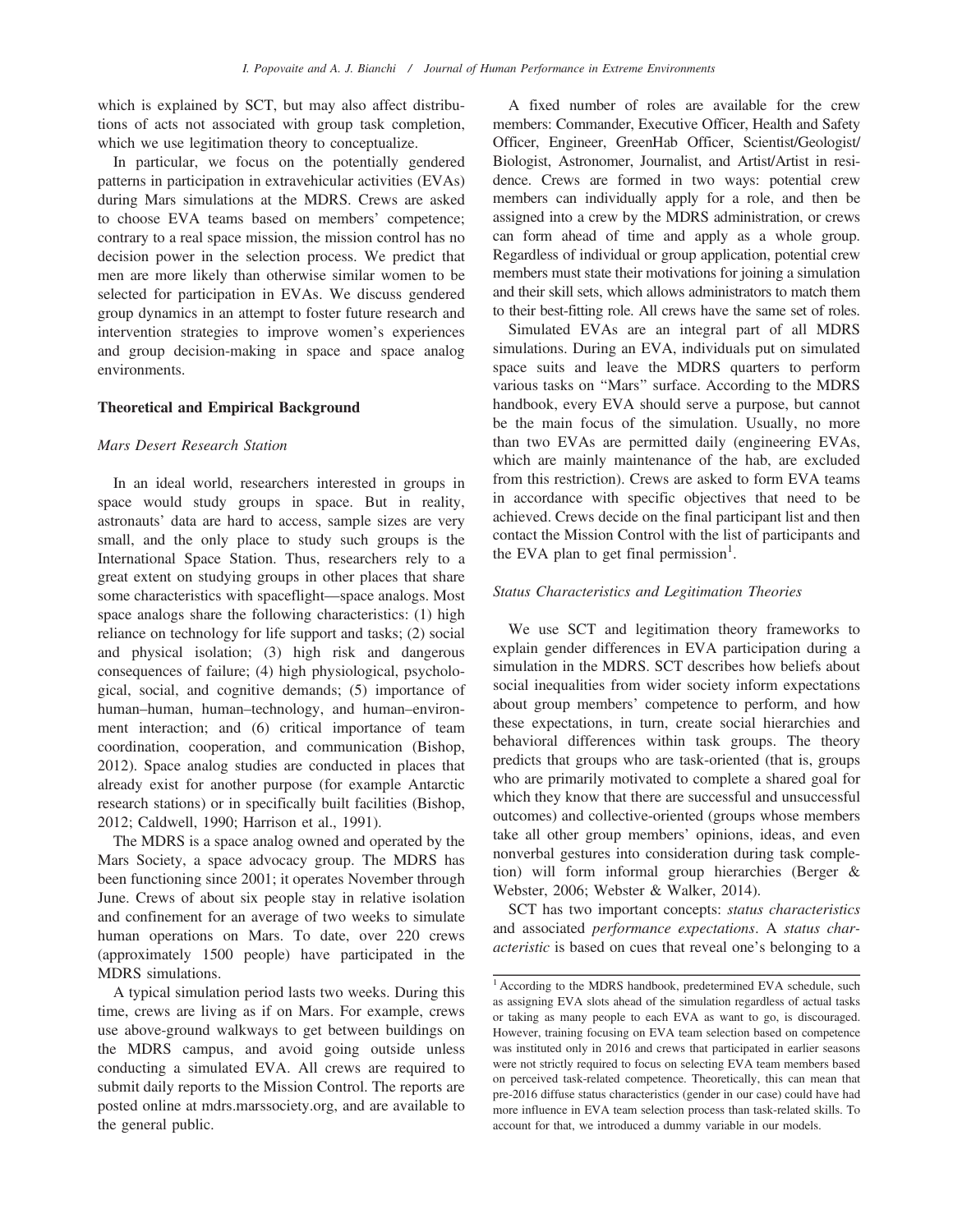which is explained by SCT, but may also affect distributions of acts not associated with group task completion, which we use legitimation theory to conceptualize.

In particular, we focus on the potentially gendered patterns in participation in extravehicular activities (EVAs) during Mars simulations at the MDRS. Crews are asked to choose EVA teams based on members' competence; contrary to a real space mission, the mission control has no decision power in the selection process. We predict that men are more likely than otherwise similar women to be selected for participation in EVAs. We discuss gendered group dynamics in an attempt to foster future research and intervention strategies to improve women's experiences and group decision-making in space and space analog environments.

## Theoretical and Empirical Background

### *Mars Desert Research Station*

In an ideal world, researchers interested in groups in space would study groups in space. But in reality, astronauts' data are hard to access, sample sizes are very small, and the only place to study such groups is the International Space Station. Thus, researchers rely to a great extent on studying groups in other places that share some characteristics with spaceflight—space analogs. Most space analogs share the following characteristics: (1) high reliance on technology for life support and tasks; (2) social and physical isolation; (3) high risk and dangerous consequences of failure; (4) high physiological, psychological, social, and cognitive demands; (5) importance of human–human, human–technology, and human–environment interaction; and (6) critical importance of team coordination, cooperation, and communication (Bishop, 2012). Space analog studies are conducted in places that already exist for another purpose (for example Antarctic research stations) or in specifically built facilities (Bishop, 2012; Caldwell, 1990; Harrison et al., 1991).

The MDRS is a space analog owned and operated by the Mars Society, a space advocacy group. The MDRS has been functioning since 2001; it operates November through June. Crews of about six people stay in relative isolation and confinement for an average of two weeks to simulate human operations on Mars. To date, over 220 crews (approximately 1500 people) have participated in the MDRS simulations.

A typical simulation period lasts two weeks. During this time, crews are living as if on Mars. For example, crews use above-ground walkways to get between buildings on the MDRS campus, and avoid going outside unless conducting a simulated EVA. All crews are required to submit daily reports to the Mission Control. The reports are posted online at mdrs.marssociety.org, and are available to the general public.

A fixed number of roles are available for the crew members: Commander, Executive Officer, Health and Safety Officer, Engineer, GreenHab Officer, Scientist/Geologist/Biologist, Astronomer, Journalist, and Artist/Artist in residence. Crews are formed in two ways: potential crew members can individually apply for a role, and then be assigned into a crew by the MDRS administration, or crews can form ahead of time and apply as a whole group. Regardless of individual or group application, potential crew members must state their motivations for joining a simulation and their skill sets, which allows administrators to match them to their best-fitting role. All crews have the same set of roles.

Simulated EVAs are an integral part of all MDRS simulations. During an EVA, individuals put on simulated space suits and leave the MDRS quarters to perform various tasks on "Mars" surface. According to the MDRS handbook, every EVA should serve a purpose, but cannot be the main focus of the simulation. Usually, no more than two EVAs are permitted daily (engineering EVAs, which are mainly maintenance of the hab, are excluded from this restriction). Crews are asked to form EVA teams in accordance with specific objectives that need to be achieved. Crews decide on the final participant list and then contact the Mission Control with the list of participants and the EVA plan to get final permission[1].

### *Status Characteristics and Legitimation Theories*

We use SCT and legitimation theory frameworks to explain gender differences in EVA participation during a simulation in the MDRS. SCT describes how beliefs about social inequalities from wider society inform expectations about group members' competence to perform, and how these expectations, in turn, create social hierarchies and behavioral differences within task groups. The theory predicts that groups who are task-oriented (that is, groups who are primarily motivated to complete a shared goal for which they know that there are successful and unsuccessful outcomes) and collective-oriented (groups whose members take all other group members' opinions, ideas, and even nonverbal gestures into consideration during task completion) will form informal group hierarchies (Berger & Webster, 2006; Webster & Walker, 2014).

SCT has two important concepts: *status characteristics* and associated *performance expectations*. A *status characteristic* is based on cues that reveal one's belonging to a

---

[1] According to the MDRS handbook, predetermined EVA schedule, such as assigning EVA slots ahead of the simulation regardless of actual tasks or taking as many people to each EVA as want to go, is discouraged. However, training focusing on EVA team selection based on competence was instituted only in 2016 and crews that participated in earlier seasons were not strictly required to focus on selecting EVA team members based on perceived task-related competence. Theoretically, this can mean that pre-2016 diffuse status characteristics (gender in our case) could have had more influence in EVA team selection process than task-related skills. To account for that, we introduced a dummy variable in our models.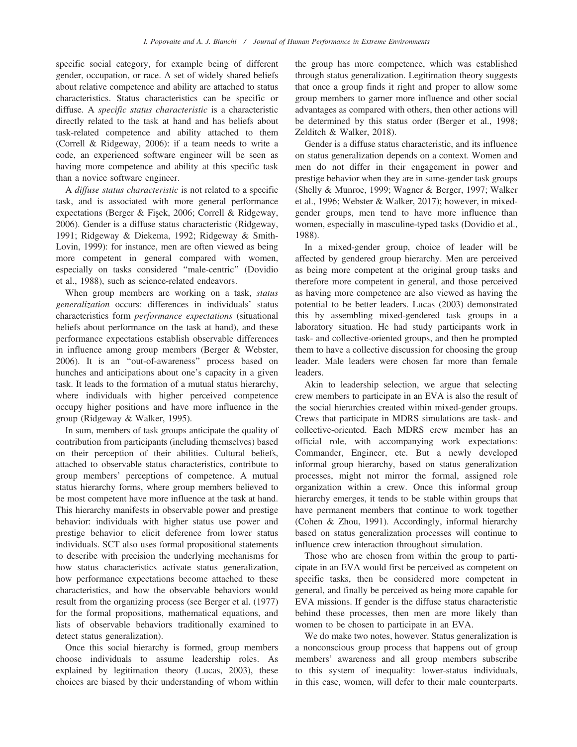specific social category, for example being of different gender, occupation, or race. A set of widely shared beliefs about relative competence and ability are attached to status characteristics. Status characteristics can be specific or diffuse. A *specific status characteristic* is a characteristic directly related to the task at hand and has beliefs about task-related competence and ability attached to them (Correll & Ridgeway, 2006): if a team needs to write a code, an experienced software engineer will be seen as having more competence and ability at this specific task than a novice software engineer.

A *diffuse status characteristic* is not related to a specific task, and is associated with more general performance expectations (Berger & Fişek, 2006; Correll & Ridgeway, 2006). Gender is a diffuse status characteristic (Ridgeway, 1991; Ridgeway & Diekema, 1992; Ridgeway & Smith-Lovin, 1999): for instance, men are often viewed as being more competent in general compared with women, especially on tasks considered "male-centric" (Dovidio et al., 1988), such as science-related endeavors.

When group members are working on a task, *status generalization* occurs: differences in individuals' status characteristics form *performance expectations* (situational beliefs about performance on the task at hand), and these performance expectations establish observable differences in influence among group members (Berger & Webster, 2006). It is an "out-of-awareness" process based on hunches and anticipations about one's capacity in a given task. It leads to the formation of a mutual status hierarchy, where individuals with higher perceived competence occupy higher positions and have more influence in the group (Ridgeway & Walker, 1995).

In sum, members of task groups anticipate the quality of contribution from participants (including themselves) based on their perception of their abilities. Cultural beliefs, attached to observable status characteristics, contribute to group members' perceptions of competence. A mutual status hierarchy forms, where group members believed to be most competent have more influence at the task at hand. This hierarchy manifests in observable power and prestige behavior: individuals with higher status use power and prestige behavior to elicit deference from lower status individuals. SCT also uses formal propositional statements to describe with precision the underlying mechanisms for how status characteristics activate status generalization, how performance expectations become attached to these characteristics, and how the observable behaviors would result from the organizing process (see Berger et al. (1977) for the formal propositions, mathematical equations, and lists of observable behaviors traditionally examined to detect status generalization).

Once this social hierarchy is formed, group members choose individuals to assume leadership roles. As explained by legitimation theory (Lucas, 2003), these choices are biased by their understanding of whom within the group has more competence, which was established through status generalization. Legitimation theory suggests that once a group finds it right and proper to allow some group members to garner more influence and other social advantages as compared with others, then other actions will be determined by this status order (Berger et al., 1998; Zelditch & Walker, 2018).

Gender is a diffuse status characteristic, and its influence on status generalization depends on a context. Women and men do not differ in their engagement in power and prestige behavior when they are in same-gender task groups (Shelly & Munroe, 1999; Wagner & Berger, 1997; Walker et al., 1996; Webster & Walker, 2017); however, in mixed-gender groups, men tend to have more influence than women, especially in masculine-typed tasks (Dovidio et al., 1988).

In a mixed-gender group, choice of leader will be affected by gendered group hierarchy. Men are perceived as being more competent at the original group tasks and therefore more competent in general, and those perceived as having more competence are also viewed as having the potential to be better leaders. Lucas (2003) demonstrated this by assembling mixed-gendered task groups in a laboratory situation. He had study participants work in task- and collective-oriented groups, and then he prompted them to have a collective discussion for choosing the group leader. Male leaders were chosen far more than female leaders.

Akin to leadership selection, we argue that selecting crew members to participate in an EVA is also the result of the social hierarchies created within mixed-gender groups. Crews that participate in MDRS simulations are task- and collective-oriented. Each MDRS crew member has an official role, with accompanying work expectations: Commander, Engineer, etc. But a newly developed informal group hierarchy, based on status generalization processes, might not mirror the formal, assigned role organization within a crew. Once this informal group hierarchy emerges, it tends to be stable within groups that have permanent members that continue to work together (Cohen & Zhou, 1991). Accordingly, informal hierarchy based on status generalization processes will continue to influence crew interaction throughout simulation.

Those who are chosen from within the group to participate in an EVA would first be perceived as competent on specific tasks, then be considered more competent in general, and finally be perceived as being more capable for EVA missions. If gender is the diffuse status characteristic behind these processes, then men are more likely than women to be chosen to participate in an EVA.

We do make two notes, however. Status generalization is a nonconscious group process that happens out of group members' awareness and all group members subscribe to this system of inequality: lower-status individuals, in this case, women, will defer to their male counterparts.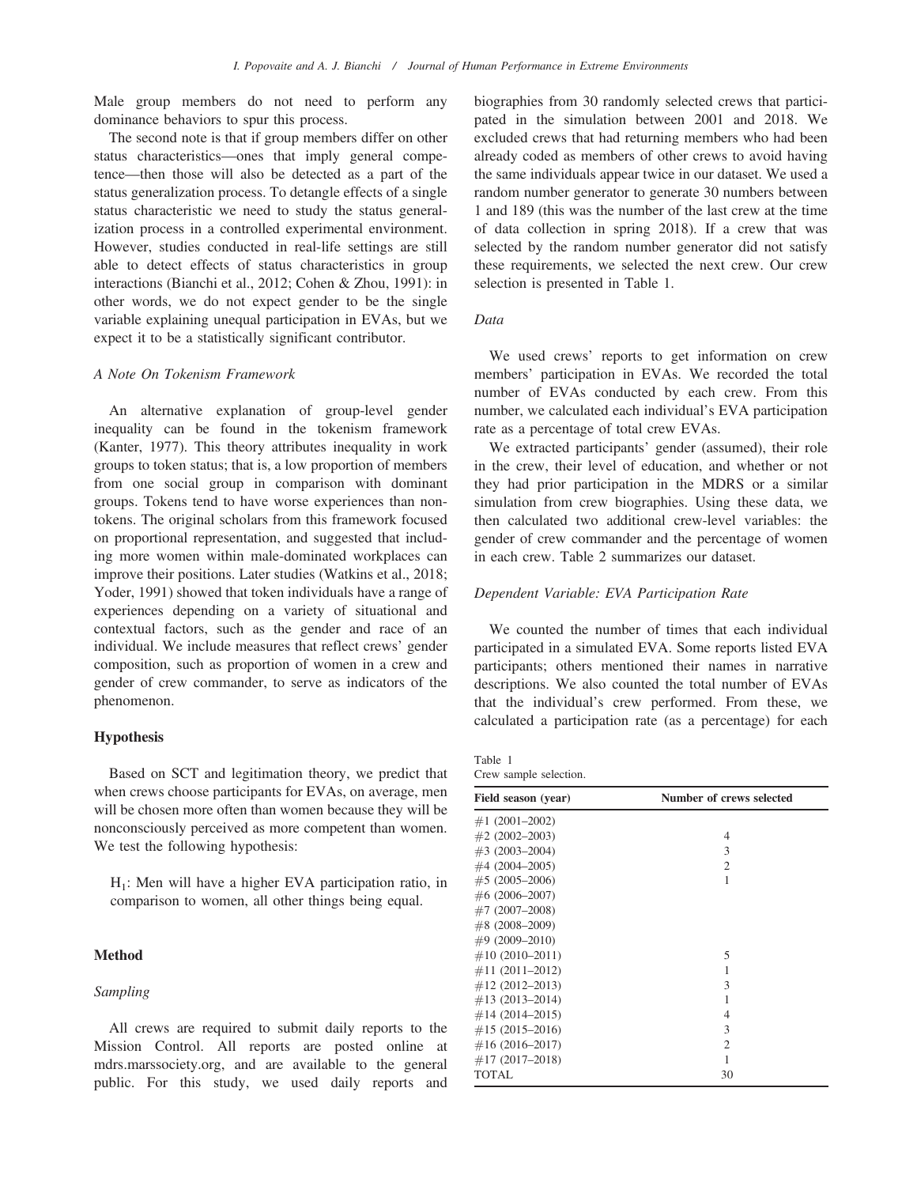Male group members do not need to perform any dominance behaviors to spur this process.

The second note is that if group members differ on other status characteristics—ones that imply general competence—then those will also be detected as a part of the status generalization process. To detangle effects of a single status characteristic we need to study the status generalization process in a controlled experimental environment. However, studies conducted in real-life settings are still able to detect effects of status characteristics in group interactions (Bianchi et al., 2012; Cohen & Zhou, 1991): in other words, we do not expect gender to be the single variable explaining unequal participation in EVAs, but we expect it to be a statistically significant contributor.

### *A Note On Tokenism Framework*

An alternative explanation of group-level gender inequality can be found in the tokenism framework (Kanter, 1977). This theory attributes inequality in work groups to token status; that is, a low proportion of members from one social group in comparison with dominant groups. Tokens tend to have worse experiences than non-tokens. The original scholars from this framework focused on proportional representation, and suggested that including more women within male-dominated workplaces can improve their positions. Later studies (Watkins et al., 2018; Yoder, 1991) showed that token individuals have a range of experiences depending on a variety of situational and contextual factors, such as the gender and race of an individual. We include measures that reflect crews' gender composition, such as proportion of women in a crew and gender of crew commander, to serve as indicators of the phenomenon.

## Hypothesis

Based on SCT and legitimation theory, we predict that when crews choose participants for EVAs, on average, men will be chosen more often than women because they will be nonconsciously perceived as more competent than women. We test the following hypothesis:

$H_1$: Men will have a higher EVA participation ratio, in comparison to women, all other things being equal.

## Method

### *Sampling*

All crews are required to submit daily reports to the Mission Control. All reports are posted online at mdrs.marssociety.org, and are available to the general public. For this study, we used daily reports and biographies from 30 randomly selected crews that participated in the simulation between 2001 and 2018. We excluded crews that had returning members who had been already coded as members of other crews to avoid having the same individuals appear twice in our dataset. We used a random number generator to generate 30 numbers between 1 and 189 (this was the number of the last crew at the time of data collection in spring 2018). If a crew that was selected by the random number generator did not satisfy these requirements, we selected the next crew. Our crew selection is presented in Table 1.

### *Data*

We used crews' reports to get information on crew members' participation in EVAs. We recorded the total number of EVAs conducted by each crew. From this number, we calculated each individual's EVA participation rate as a percentage of total crew EVAs.

We extracted participants' gender (assumed), their role in the crew, their level of education, and whether or not they had prior participation in the MDRS or a similar simulation from crew biographies. Using these data, we then calculated two additional crew-level variables: the gender of crew commander and the percentage of women in each crew. Table 2 summarizes our dataset.

### *Dependent Variable: EVA Participation Rate*

We counted the number of times that each individual participated in a simulated EVA. Some reports listed EVA participants; others mentioned their names in narrative descriptions. We also counted the total number of EVAs that the individual's crew performed. From these, we calculated a participation rate (as a percentage) for each

Table 1
Crew sample selection.

| Field season (year) | Number of crews selected |
|---|---|
| #1 (2001–2002) | |
| #2 (2002–2003) | 4 |
| #3 (2003–2004) | 3 |
| #4 (2004–2005) | 2 |
| #5 (2005–2006) | 1 |
| #6 (2006–2007) | |
| #7 (2007–2008) | |
| #8 (2008–2009) | |
| #9 (2009–2010) | |
| #10 (2010–2011) | 5 |
| #11 (2011–2012) | 1 |
| #12 (2012–2013) | 3 |
| #13 (2013–2014) | 1 |
| #14 (2014–2015) | 4 |
| #15 (2015–2016) | 3 |
| #16 (2016–2017) | 2 |
| #17 (2017–2018) | 1 |
| TOTAL | 30 |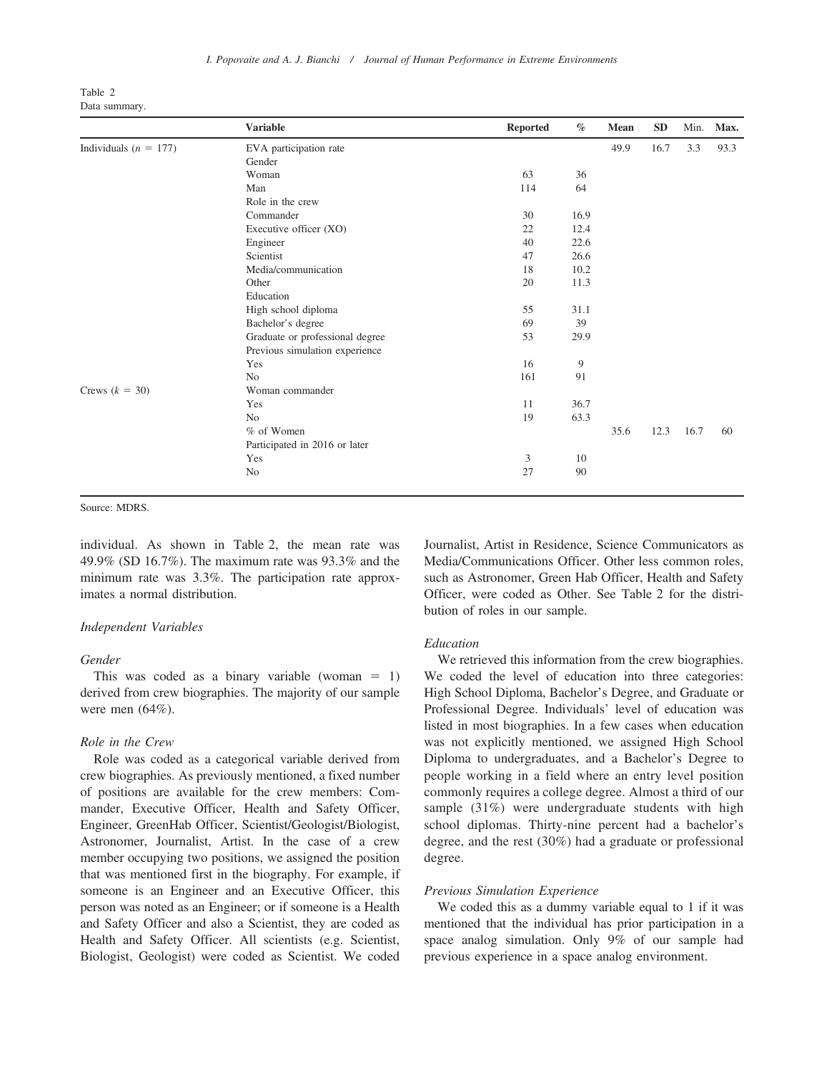Table 2
Data summary.

| | Variable | Reported | % | Mean | SD | Min. | Max. |
|---|---|---|---|---|---|---|---|
| Individuals ($n = 177$) | EVA participation rate | | | 49.9 | 16.7 | 3.3 | 93.3 |
| | Gender | | | | | | |
| | Woman | 63 | 36 | | | | |
| | Man | 114 | 64 | | | | |
| | Role in the crew | | | | | | |
| | Commander | 30 | 16.9 | | | | |
| | Executive officer (XO) | 22 | 12.4 | | | | |
| | Engineer | 40 | 22.6 | | | | |
| | Scientist | 47 | 26.6 | | | | |
| | Media/communication | 18 | 10.2 | | | | |
| | Other | 20 | 11.3 | | | | |
| | Education | | | | | | |
| | High school diploma | 55 | 31.1 | | | | |
| | Bachelor's degree | 69 | 39 | | | | |
| | Graduate or professional degree | 53 | 29.9 | | | | |
| | Previous simulation experience | | | | | | |
| | Yes | 16 | 9 | | | | |
| | No | 161 | 91 | | | | |
| Crews ($k = 30$) | Woman commander | | | | | | |
| | Yes | 11 | 36.7 | | | | |
| | No | 19 | 63.3 | | | | |
| | % of Women | | | 35.6 | 12.3 | 16.7 | 60 |
| | Participated in 2016 or later | | | | | | |
| | Yes | 3 | 10 | | | | |
| | No | 27 | 90 | | | | |

Source: MDRS.

individual. As shown in Table 2, the mean rate was 49.9% (SD 16.7%). The maximum rate was 93.3% and the minimum rate was 3.3%. The participation rate approximates a normal distribution.

### *Independent Variables*

#### *Gender*

This was coded as a binary variable (woman = 1) derived from crew biographies. The majority of our sample were men (64%).

#### *Role in the Crew*

Role was coded as a categorical variable derived from crew biographies. As previously mentioned, a fixed number of positions are available for the crew members: Commander, Executive Officer, Health and Safety Officer, Engineer, GreenHab Officer, Scientist/Geologist/Biologist, Astronomer, Journalist, Artist. In the case of a crew member occupying two positions, we assigned the position that was mentioned first in the biography. For example, if someone is an Engineer and an Executive Officer, this person was noted as an Engineer; or if someone is a Health and Safety Officer and also a Scientist, they are coded as Health and Safety Officer. All scientists (e.g. Scientist, Biologist, Geologist) were coded as Scientist. We coded Journalist, Artist in Residence, Science Communicators as Media/Communications Officer. Other less common roles, such as Astronomer, Green Hab Officer, Health and Safety Officer, were coded as Other. See Table 2 for the distribution of roles in our sample.

#### *Education*

We retrieved this information from the crew biographies. We coded the level of education into three categories: High School Diploma, Bachelor's Degree, and Graduate or Professional Degree. Individuals' level of education was listed in most biographies. In a few cases when education was not explicitly mentioned, we assigned High School Diploma to undergraduates, and a Bachelor's Degree to people working in a field where an entry level position commonly requires a college degree. Almost a third of our sample (31%) were undergraduate students with high school diplomas. Thirty-nine percent had a bachelor's degree, and the rest (30%) had a graduate or professional degree.

#### *Previous Simulation Experience*

We coded this as a dummy variable equal to 1 if it was mentioned that the individual has prior participation in a space analog simulation. Only 9% of our sample had previous experience in a space analog environment.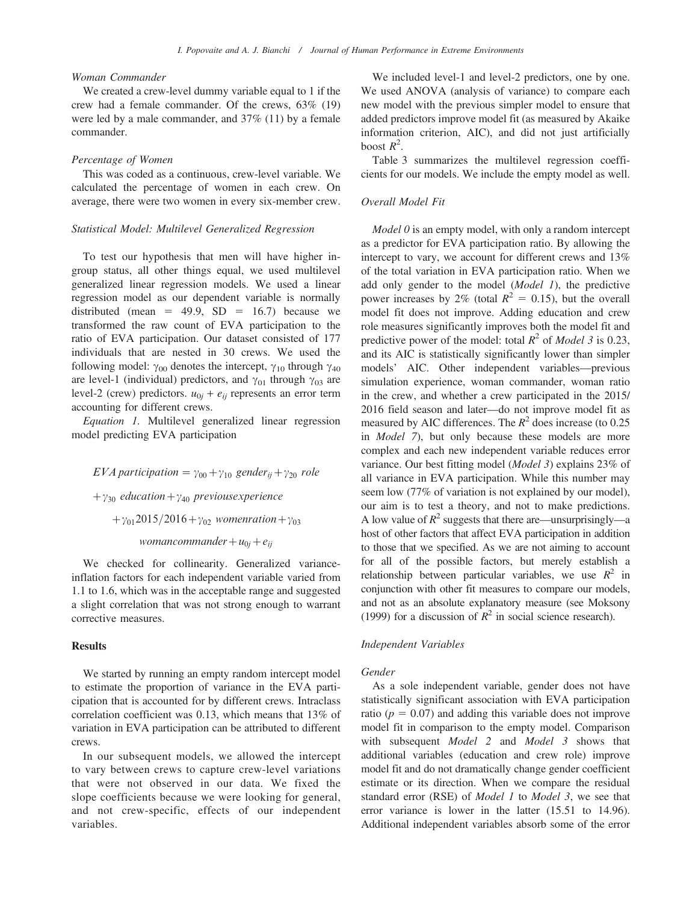*Woman Commander*

We created a crew-level dummy variable equal to 1 if the crew had a female commander. Of the crews, 63% (19) were led by a male commander, and 37% (11) by a female commander.

*Percentage of Women*

This was coded as a continuous, crew-level variable. We calculated the percentage of women in each crew. On average, there were two women in every six-member crew.

*Statistical Model: Multilevel Generalized Regression*

To test our hypothesis that men will have higher in-group status, all other things equal, we used multilevel generalized linear regression models. We used a linear regression model as our dependent variable is normally distributed (mean = 49.9, SD = 16.7) because we transformed the raw count of EVA participation to the ratio of EVA participation. Our dataset consisted of 177 individuals that are nested in 30 crews. We used the following model: $\gamma_{00}$ denotes the intercept, $\gamma_{10}$ through $\gamma_{40}$ are level-1 (individual) predictors, and $\gamma_{01}$ through $\gamma_{03}$ are level-2 (crew) predictors. $u_{0j} + e_{ij}$ represents an error term accounting for different crews.

*Equation 1.* Multilevel generalized linear regression model predicting EVA participation

$$
\begin{aligned}
EVA\,participation = \gamma_{00} + \gamma_{10}\ gender_{ij} + \gamma_{20}\ role \\
+ \gamma_{30}\ education + \gamma_{40}\ previousexperience \\
+ \gamma_{01} 2015/2016 + \gamma_{02}\ womenration + \gamma_{03} \\
womancommander + u_{0j} + e_{ij}
\end{aligned}
$$

We checked for collinearity. Generalized variance-inflation factors for each independent variable varied from 1.1 to 1.6, which was in the acceptable range and suggested a slight correlation that was not strong enough to warrant corrective measures.

## Results

We started by running an empty random intercept model to estimate the proportion of variance in the EVA participation that is accounted for by different crews. Intraclass correlation coefficient was 0.13, which means that 13% of variation in EVA participation can be attributed to different crews.

In our subsequent models, we allowed the intercept to vary between crews to capture crew-level variations that were not observed in our data. We fixed the slope coefficients because we were looking for general, and not crew-specific, effects of our independent variables.

We included level-1 and level-2 predictors, one by one. We used ANOVA (analysis of variance) to compare each new model with the previous simpler model to ensure that added predictors improve model fit (as measured by Akaike information criterion, AIC), and did not just artificially boost $R^2$.

Table 3 summarizes the multilevel regression coefficients for our models. We include the empty model as well.

*Overall Model Fit*

*Model 0* is an empty model, with only a random intercept as a predictor for EVA participation ratio. By allowing the intercept to vary, we account for different crews and 13% of the total variation in EVA participation ratio. When we add only gender to the model (*Model 1*), the predictive power increases by 2% (total $R^2 = 0.15$), but the overall model fit does not improve. Adding education and crew role measures significantly improves both the model fit and predictive power of the model: total $R^2$ of *Model 3* is 0.23, and its AIC is statistically significantly lower than simpler models' AIC. Other independent variables—previous simulation experience, woman commander, woman ratio in the crew, and whether a crew participated in the 2015/2016 field season and later—do not improve model fit as measured by AIC differences. The $R^2$ does increase (to 0.25 in *Model 7*), but only because these models are more complex and each new independent variable reduces error variance. Our best fitting model (*Model 3*) explains 23% of all variance in EVA participation. While this number may seem low (77% of variation is not explained by our model), our aim is to test a theory, and not to make predictions. A low value of $R^2$ suggests that there are—unsurprisingly—a host of other factors that affect EVA participation in addition to those that we specified. As we are not aiming to account for all of the possible factors, but merely establish a relationship between particular variables, we use $R^2$ in conjunction with other fit measures to compare our models, and not as an absolute explanatory measure (see Moksony (1999) for a discussion of $R^2$ in social science research).

*Independent Variables*

*Gender*

As a sole independent variable, gender does not have statistically significant association with EVA participation ratio ($p = 0.07$) and adding this variable does not improve model fit in comparison to the empty model. Comparison with subsequent *Model 2* and *Model 3* shows that additional variables (education and crew role) improve model fit and do not dramatically change gender coefficient estimate or its direction. When we compare the residual standard error (RSE) of *Model 1* to *Model 3*, we see that error variance is lower in the latter (15.51 to 14.96). Additional independent variables absorb some of the error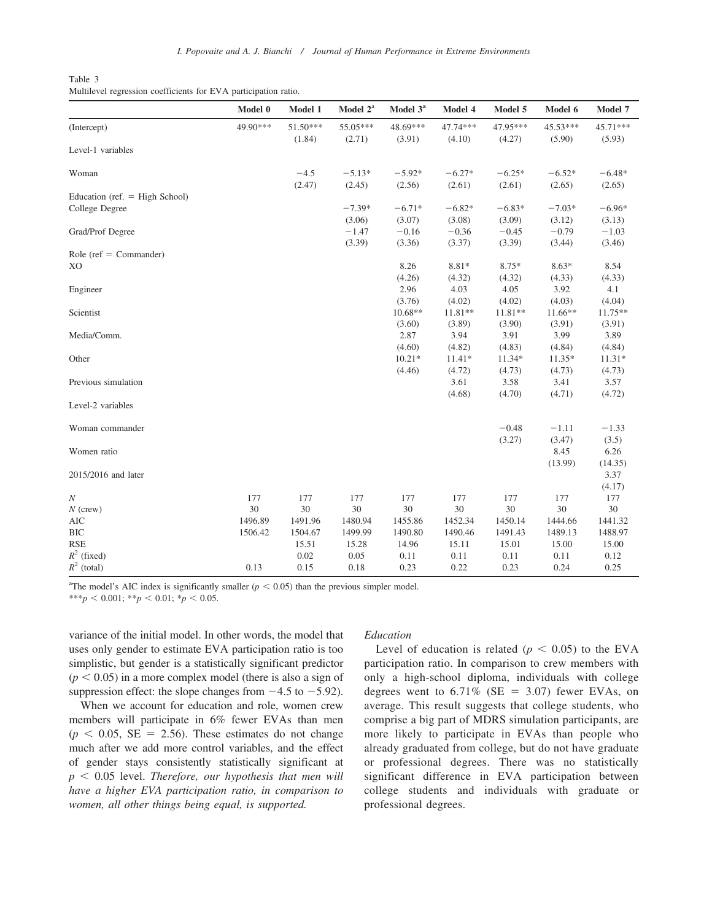Table 3
Multilevel regression coefficients for EVA participation ratio.

| | Model 0 | Model 1 | Model 2[a] | Model 3[a] | Model 4 | Model 5 | Model 6 | Model 7 |
|---|---|---|---|---|---|---|---|---|
| (Intercept) | 49.90*** | 51.50*** | 55.05*** | 48.69*** | 47.74*** | 47.95*** | 45.53*** | 45.71*** |
| | | (1.84) | (2.71) | (3.91) | (4.10) | (4.27) | (5.90) | (5.93) |
| Level-1 variables | | | | | | | | |
| Woman | | −4.5 | −5.13* | −5.92* | −6.27* | −6.25* | −6.52* | −6.48* |
| | | (2.47) | (2.45) | (2.56) | (2.61) | (2.61) | (2.65) | (2.65) |
| Education (ref. = High School) | | | | | | | | |
| College Degree | | | −7.39* | −6.71* | −6.82* | −6.83* | −7.03* | −6.96* |
| | | | (3.06) | (3.07) | (3.08) | (3.09) | (3.12) | (3.13) |
| Grad/Prof Degree | | | −1.47 | −0.16 | −0.36 | −0.45 | −0.79 | −1.03 |
| | | | (3.39) | (3.36) | (3.37) | (3.39) | (3.44) | (3.46) |
| Role (ref = Commander) | | | | | | | | |
| XO | | | | 8.26 | 8.81* | 8.75* | 8.63* | 8.54 |
| | | | | (4.26) | (4.32) | (4.32) | (4.33) | (4.33) |
| Engineer | | | | 2.96 | 4.03 | 4.05 | 3.92 | 4.1 |
| | | | | (3.76) | (4.02) | (4.02) | (4.03) | (4.04) |
| Scientist | | | | 10.68** | 11.81** | 11.81** | 11.66** | 11.75** |
| | | | | (3.60) | (3.89) | (3.90) | (3.91) | (3.91) |
| Media/Comm. | | | | 2.87 | 3.94 | 3.91 | 3.99 | 3.89 |
| | | | | (4.60) | (4.82) | (4.83) | (4.84) | (4.84) |
| Other | | | | 10.21* | 11.41* | 11.34* | 11.35* | 11.31* |
| | | | | (4.46) | (4.72) | (4.73) | (4.73) | (4.73) |
| Previous simulation | | | | | 3.61 | 3.58 | 3.41 | 3.57 |
| | | | | | (4.68) | (4.70) | (4.71) | (4.72) |
| Level-2 variables | | | | | | | | |
| Woman commander | | | | | | −0.48 | −1.11 | −1.33 |
| | | | | | | (3.27) | (3.47) | (3.5) |
| Women ratio | | | | | | | 8.45 | 6.26 |
| | | | | | | | (13.99) | (14.35) |
| 2015/2016 and later | | | | | | | | 3.37 |
| | | | | | | | | (4.17) |
| $N$ | 177 | 177 | 177 | 177 | 177 | 177 | 177 | 177 |
| $N$ (crew) | 30 | 30 | 30 | 30 | 30 | 30 | 30 | 30 |
| AIC | 1496.89 | 1491.96 | 1480.94 | 1455.86 | 1452.34 | 1450.14 | 1444.66 | 1441.32 |
| BIC | 1506.42 | 1504.67 | 1499.99 | 1490.80 | 1490.46 | 1491.43 | 1489.13 | 1488.97 |
| RSE | | 15.51 | 15.28 | 14.96 | 15.11 | 15.01 | 15.00 | 15.00 |
| $R^2$ (fixed) | | 0.02 | 0.05 | 0.11 | 0.11 | 0.11 | 0.11 | 0.12 |
| $R^2$ (total) | 0.13 | 0.15 | 0.18 | 0.23 | 0.22 | 0.23 | 0.24 | 0.25 |

[a]The model's AIC index is significantly smaller ($p < 0.05$) than the previous simpler model.
***$p < 0.001$; **$p < 0.01$; *$p < 0.05$.

variance of the initial model. In other words, the model that uses only gender to estimate EVA participation ratio is too simplistic, but gender is a statistically significant predictor ($p < 0.05$) in a more complex model (there is also a sign of suppression effect: the slope changes from −4.5 to −5.92).

When we account for education and role, women crew members will participate in 6% fewer EVAs than men ($p < 0.05$, SE = 2.56). These estimates do not change much after we add more control variables, and the effect of gender stays consistently statistically significant at $p < 0.05$ level. *Therefore, our hypothesis that men will have a higher EVA participation ratio, in comparison to women, all other things being equal, is supported.*

### Education

Level of education is related ($p < 0.05$) to the EVA participation ratio. In comparison to crew members with only a high-school diploma, individuals with college degrees went to 6.71% (SE = 3.07) fewer EVAs, on average. This result suggests that college students, who comprise a big part of MDRS simulation participants, are more likely to participate in EVAs than people who already graduated from college, but do not have graduate or professional degrees. There was no statistically significant difference in EVA participation between college students and individuals with graduate or professional degrees.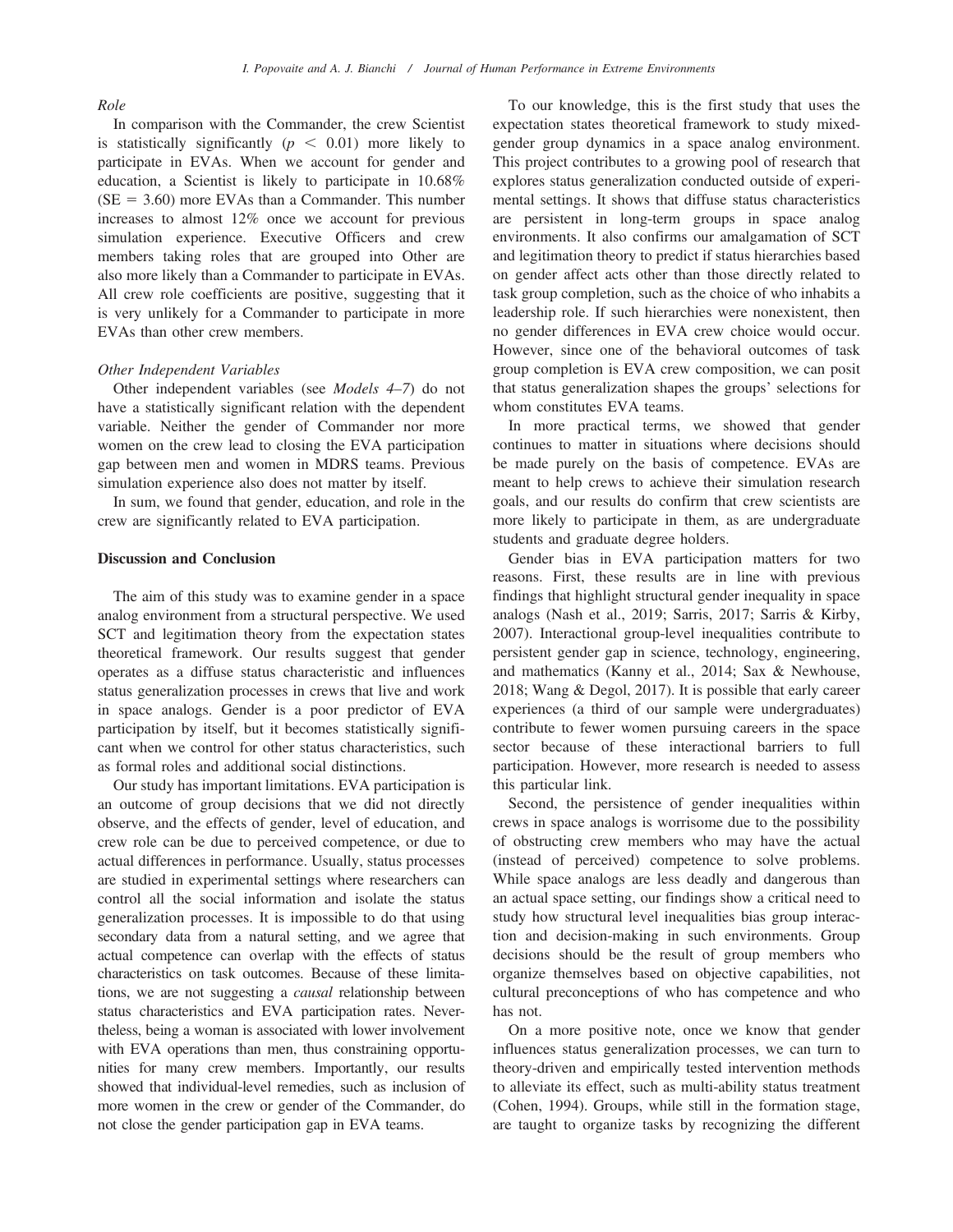*Role*

In comparison with the Commander, the crew Scientist is statistically significantly ($p < 0.01$) more likely to participate in EVAs. When we account for gender and education, a Scientist is likely to participate in 10.68% (SE = 3.60) more EVAs than a Commander. This number increases to almost 12% once we account for previous simulation experience. Executive Officers and crew members taking roles that are grouped into Other are also more likely than a Commander to participate in EVAs. All crew role coefficients are positive, suggesting that it is very unlikely for a Commander to participate in more EVAs than other crew members.

*Other Independent Variables*

Other independent variables (see *Models 4–7*) do not have a statistically significant relation with the dependent variable. Neither the gender of Commander nor more women on the crew lead to closing the EVA participation gap between men and women in MDRS teams. Previous simulation experience also does not matter by itself.

In sum, we found that gender, education, and role in the crew are significantly related to EVA participation.

## Discussion and Conclusion

The aim of this study was to examine gender in a space analog environment from a structural perspective. We used SCT and legitimation theory from the expectation states theoretical framework. Our results suggest that gender operates as a diffuse status characteristic and influences status generalization processes in crews that live and work in space analogs. Gender is a poor predictor of EVA participation by itself, but it becomes statistically significant when we control for other status characteristics, such as formal roles and additional social distinctions.

Our study has important limitations. EVA participation is an outcome of group decisions that we did not directly observe, and the effects of gender, level of education, and crew role can be due to perceived competence, or due to actual differences in performance. Usually, status processes are studied in experimental settings where researchers can control all the social information and isolate the status generalization processes. It is impossible to do that using secondary data from a natural setting, and we agree that actual competence can overlap with the effects of status characteristics on task outcomes. Because of these limitations, we are not suggesting a *causal* relationship between status characteristics and EVA participation rates. Nevertheless, being a woman is associated with lower involvement with EVA operations than men, thus constraining opportunities for many crew members. Importantly, our results showed that individual-level remedies, such as inclusion of more women in the crew or gender of the Commander, do not close the gender participation gap in EVA teams.

To our knowledge, this is the first study that uses the expectation states theoretical framework to study mixed-gender group dynamics in a space analog environment. This project contributes to a growing pool of research that explores status generalization conducted outside of experimental settings. It shows that diffuse status characteristics are persistent in long-term groups in space analog environments. It also confirms our amalgamation of SCT and legitimation theory to predict if status hierarchies based on gender affect acts other than those directly related to task group completion, such as the choice of who inhabits a leadership role. If such hierarchies were nonexistent, then no gender differences in EVA crew choice would occur. However, since one of the behavioral outcomes of task group completion is EVA crew composition, we can posit that status generalization shapes the groups' selections for whom constitutes EVA teams.

In more practical terms, we showed that gender continues to matter in situations where decisions should be made purely on the basis of competence. EVAs are meant to help crews to achieve their simulation research goals, and our results do confirm that crew scientists are more likely to participate in them, as are undergraduate students and graduate degree holders.

Gender bias in EVA participation matters for two reasons. First, these results are in line with previous findings that highlight structural gender inequality in space analogs (Nash et al., 2019; Sarris, 2017; Sarris & Kirby, 2007). Interactional group-level inequalities contribute to persistent gender gap in science, technology, engineering, and mathematics (Kanny et al., 2014; Sax & Newhouse, 2018; Wang & Degol, 2017). It is possible that early career experiences (a third of our sample were undergraduates) contribute to fewer women pursuing careers in the space sector because of these interactional barriers to full participation. However, more research is needed to assess this particular link.

Second, the persistence of gender inequalities within crews in space analogs is worrisome due to the possibility of obstructing crew members who may have the actual (instead of perceived) competence to solve problems. While space analogs are less deadly and dangerous than an actual space setting, our findings show a critical need to study how structural level inequalities bias group interaction and decision-making in such environments. Group decisions should be the result of group members who organize themselves based on objective capabilities, not cultural preconceptions of who has competence and who has not.

On a more positive note, once we know that gender influences status generalization processes, we can turn to theory-driven and empirically tested intervention methods to alleviate its effect, such as multi-ability status treatment (Cohen, 1994). Groups, while still in the formation stage, are taught to organize tasks by recognizing the different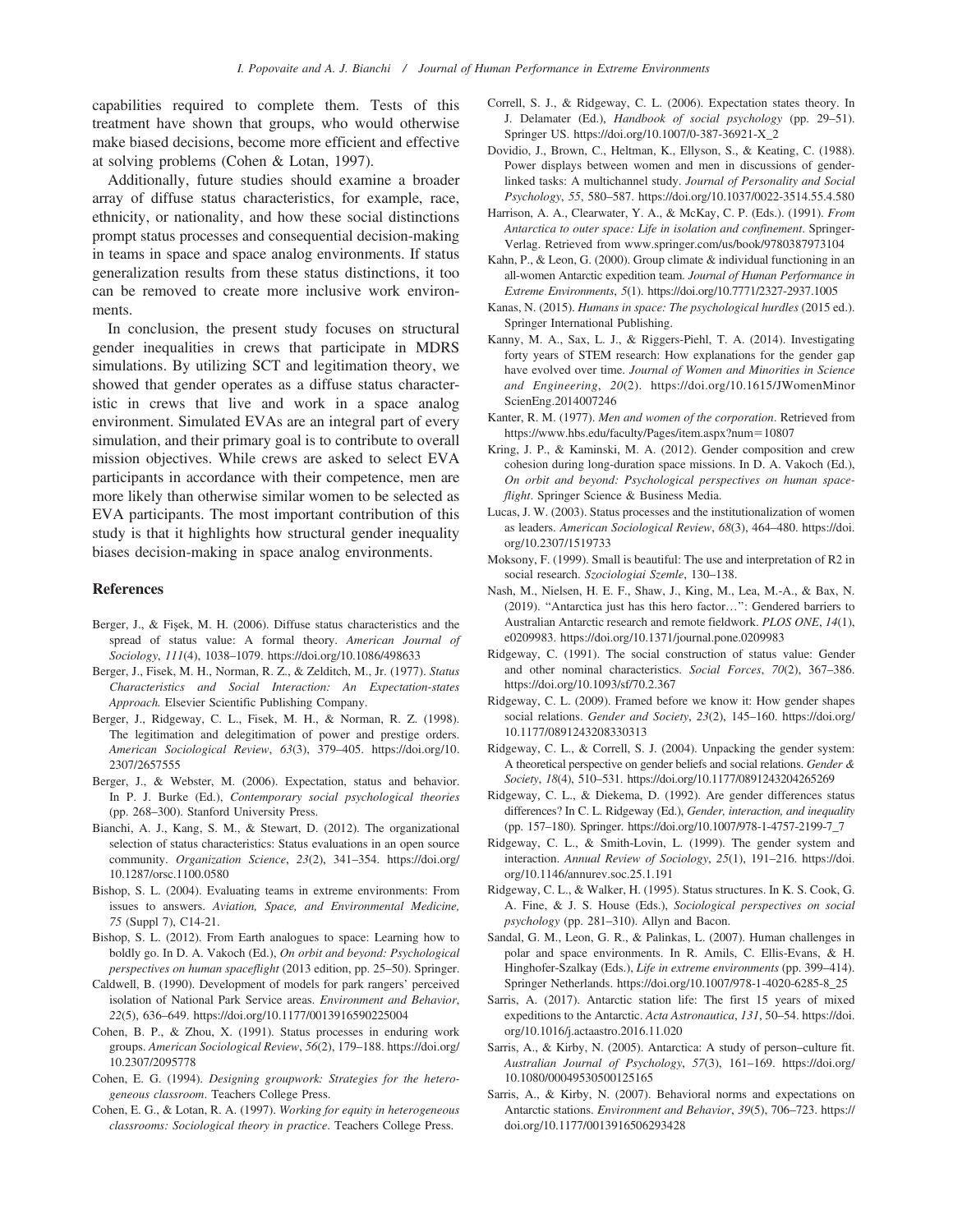capabilities required to complete them. Tests of this treatment have shown that groups, who would otherwise make biased decisions, become more efficient and effective at solving problems (Cohen & Lotan, 1997).

Additionally, future studies should examine a broader array of diffuse status characteristics, for example, race, ethnicity, or nationality, and how these social distinctions prompt status processes and consequential decision-making in teams in space and space analog environments. If status generalization results from these status distinctions, it too can be removed to create more inclusive work environments.

In conclusion, the present study focuses on structural gender inequalities in crews that participate in MDRS simulations. By utilizing SCT and legitimation theory, we showed that gender operates as a diffuse status characteristic in crews that live and work in a space analog environment. Simulated EVAs are an integral part of every simulation, and their primary goal is to contribute to overall mission objectives. While crews are asked to select EVA participants in accordance with their competence, men are more likely than otherwise similar women to be selected as EVA participants. The most important contribution of this study is that it highlights how structural gender inequality biases decision-making in space analog environments.

## References

Berger, J., & Fişek, M. H. (2006). Diffuse status characteristics and the spread of status value: A formal theory. *American Journal of Sociology*, *111*(4), 1038–1079. https://doi.org/10.1086/498633

Berger, J., Fisek, M. H., Norman, R. Z., & Zelditch, M., Jr. (1977). *Status Characteristics and Social Interaction: An Expectation-states Approach.* Elsevier Scientific Publishing Company.

Berger, J., Ridgeway, C. L., Fisek, M. H., & Norman, R. Z. (1998). The legitimation and delegitimation of power and prestige orders. *American Sociological Review*, *63*(3), 379–405. https://doi.org/10.2307/2657555

Berger, J., & Webster, M. (2006). Expectation, status and behavior. In P. J. Burke (Ed.), *Contemporary social psychological theories* (pp. 268–300). Stanford University Press.

Bianchi, A. J., Kang, S. M., & Stewart, D. (2012). The organizational selection of status characteristics: Status evaluations in an open source community. *Organization Science*, *23*(2), 341–354. https://doi.org/10.1287/orsc.1100.0580

Bishop, S. L. (2004). Evaluating teams in extreme environments: From issues to answers. *Aviation, Space, and Environmental Medicine, 75* (Suppl 7), C14-21.

Bishop, S. L. (2012). From Earth analogues to space: Learning how to boldly go. In D. A. Vakoch (Ed.), *On orbit and beyond: Psychological perspectives on human spaceflight* (2013 edition, pp. 25–50). Springer.

Caldwell, B. (1990). Development of models for park rangers' perceived isolation of National Park Service areas. *Environment and Behavior*, *22*(5), 636–649. https://doi.org/10.1177/0013916590225004

Cohen, B. P., & Zhou, X. (1991). Status processes in enduring work groups. *American Sociological Review*, *56*(2), 179–188. https://doi.org/10.2307/2095778

Cohen, E. G. (1994). *Designing groupwork: Strategies for the heterogeneous classroom*. Teachers College Press.

Cohen, E. G., & Lotan, R. A. (1997). *Working for equity in heterogeneous classrooms: Sociological theory in practice*. Teachers College Press.

Correll, S. J., & Ridgeway, C. L. (2006). Expectation states theory. In J. Delamater (Ed.), *Handbook of social psychology* (pp. 29–51). Springer US. https://doi.org/10.1007/0-387-36921-X_2

Dovidio, J., Brown, C., Heltman, K., Ellyson, S., & Keating, C. (1988). Power displays between women and men in discussions of gender-linked tasks: A multichannel study. *Journal of Personality and Social Psychology*, *55*, 580–587. https://doi.org/10.1037/0022-3514.55.4.580

Harrison, A. A., Clearwater, Y. A., & McKay, C. P. (Eds.). (1991). *From Antarctica to outer space: Life in isolation and confinement*. Springer-Verlag. Retrieved from www.springer.com/us/book/9780387973104

Kahn, P., & Leon, G. (2000). Group climate & individual functioning in an all-women Antarctic expedition team. *Journal of Human Performance in Extreme Environments*, *5*(1). https://doi.org/10.7771/2327-2937.1005

Kanas, N. (2015). *Humans in space: The psychological hurdles* (2015 ed.). Springer International Publishing.

Kanny, M. A., Sax, L. J., & Riggers-Piehl, T. A. (2014). Investigating forty years of STEM research: How explanations for the gender gap have evolved over time. *Journal of Women and Minorities in Science and Engineering*, *20*(2). https://doi.org/10.1615/JWomenMinorScienEng.2014007246

Kanter, R. M. (1977). *Men and women of the corporation*. Retrieved from https://www.hbs.edu/faculty/Pages/item.aspx?num=10807

Kring, J. P., & Kaminski, M. A. (2012). Gender composition and crew cohesion during long-duration space missions. In D. A. Vakoch (Ed.), *On orbit and beyond: Psychological perspectives on human spaceflight*. Springer Science & Business Media.

Lucas, J. W. (2003). Status processes and the institutionalization of women as leaders. *American Sociological Review*, *68*(3), 464–480. https://doi.org/10.2307/1519733

Moksony, F. (1999). Small is beautiful: The use and interpretation of R2 in social research. *Szociologiai Szemle*, 130–138.

Nash, M., Nielsen, H. E. F., Shaw, J., King, M., Lea, M.-A., & Bax, N. (2019). "Antarctica just has this hero factor…": Gendered barriers to Australian Antarctic research and remote fieldwork. *PLOS ONE*, *14*(1), e0209983. https://doi.org/10.1371/journal.pone.0209983

Ridgeway, C. (1991). The social construction of status value: Gender and other nominal characteristics. *Social Forces*, *70*(2), 367–386. https://doi.org/10.1093/sf/70.2.367

Ridgeway, C. L. (2009). Framed before we know it: How gender shapes social relations. *Gender and Society*, *23*(2), 145–160. https://doi.org/10.1177/0891243208330313

Ridgeway, C. L., & Correll, S. J. (2004). Unpacking the gender system: A theoretical perspective on gender beliefs and social relations. *Gender & Society*, *18*(4), 510–531. https://doi.org/10.1177/0891243204265269

Ridgeway, C. L., & Diekema, D. (1992). Are gender differences status differences? In C. L. Ridgeway (Ed.), *Gender, interaction, and inequality* (pp. 157–180). Springer. https://doi.org/10.1007/978-1-4757-2199-7_7

Ridgeway, C. L., & Smith-Lovin, L. (1999). The gender system and interaction. *Annual Review of Sociology*, *25*(1), 191–216. https://doi.org/10.1146/annurev.soc.25.1.191

Ridgeway, C. L., & Walker, H. (1995). Status structures. In K. S. Cook, G. A. Fine, & J. S. House (Eds.), *Sociological perspectives on social psychology* (pp. 281–310). Allyn and Bacon.

Sandal, G. M., Leon, G. R., & Palinkas, L. (2007). Human challenges in polar and space environments. In R. Amils, C. Ellis-Evans, & H. Hinghofer-Szalkay (Eds.), *Life in extreme environments* (pp. 399–414). Springer Netherlands. https://doi.org/10.1007/978-1-4020-6285-8_25

Sarris, A. (2017). Antarctic station life: The first 15 years of mixed expeditions to the Antarctic. *Acta Astronautica*, *131*, 50–54. https://doi.org/10.1016/j.actaastro.2016.11.020

Sarris, A., & Kirby, N. (2005). Antarctica: A study of person–culture fit. *Australian Journal of Psychology*, *57*(3), 161–169. https://doi.org/10.1080/00049530500125165

Sarris, A., & Kirby, N. (2007). Behavioral norms and expectations on Antarctic stations. *Environment and Behavior*, *39*(5), 706–723. https://doi.org/10.1177/0013916506293428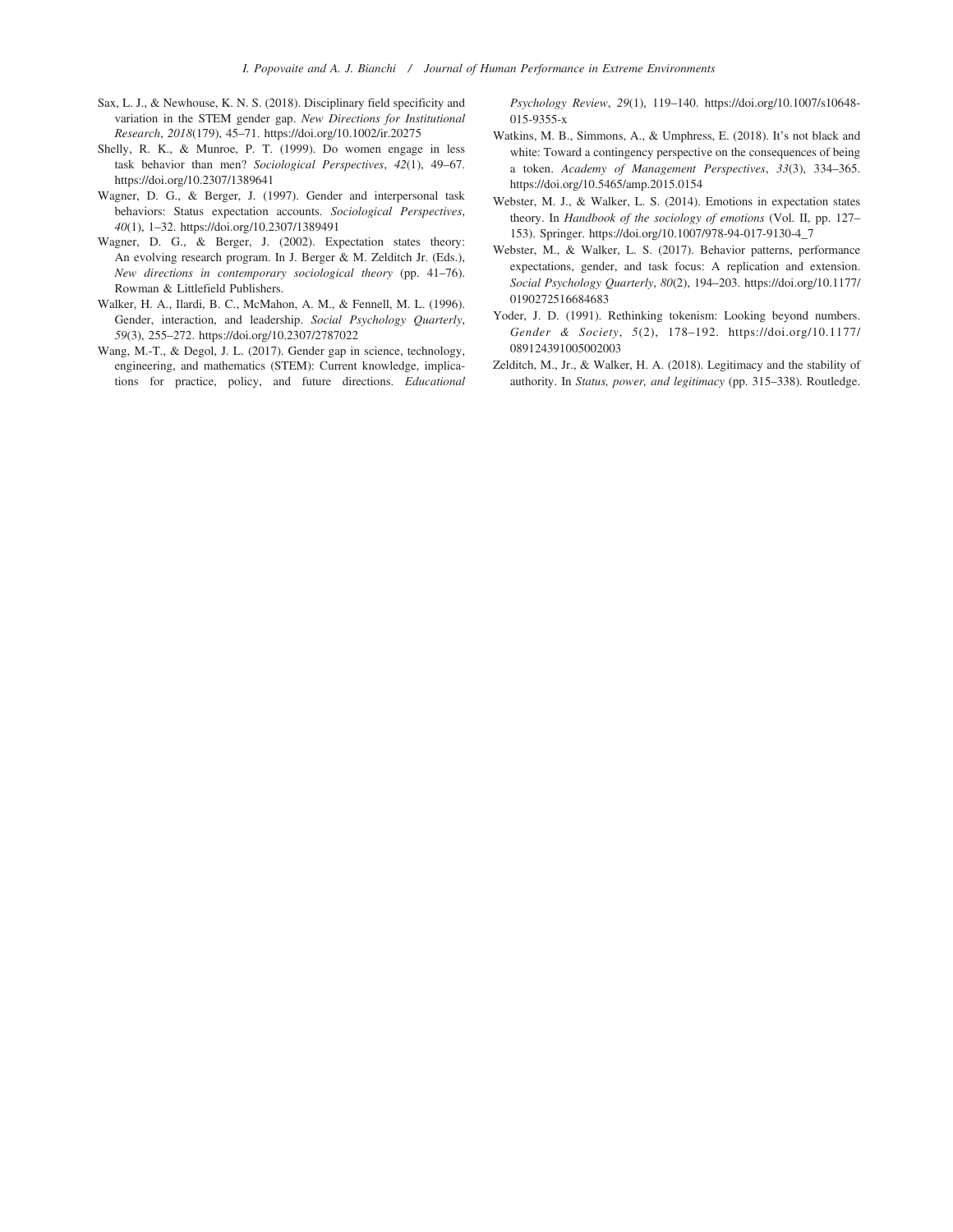Sax, L. J., & Newhouse, K. N. S. (2018). Disciplinary field specificity and variation in the STEM gender gap. *New Directions for Institutional Research*, *2018*(179), 45–71. https://doi.org/10.1002/ir.20275

Shelly, R. K., & Munroe, P. T. (1999). Do women engage in less task behavior than men? *Sociological Perspectives*, *42*(1), 49–67. https://doi.org/10.2307/1389641

Wagner, D. G., & Berger, J. (1997). Gender and interpersonal task behaviors: Status expectation accounts. *Sociological Perspectives*, *40*(1), 1–32. https://doi.org/10.2307/1389491

Wagner, D. G., & Berger, J. (2002). Expectation states theory: An evolving research program. In J. Berger & M. Zelditch Jr. (Eds.), *New directions in contemporary sociological theory* (pp. 41–76). Rowman & Littlefield Publishers.

Walker, H. A., Ilardi, B. C., McMahon, A. M., & Fennell, M. L. (1996). Gender, interaction, and leadership. *Social Psychology Quarterly*, *59*(3), 255–272. https://doi.org/10.2307/2787022

Wang, M.-T., & Degol, J. L. (2017). Gender gap in science, technology, engineering, and mathematics (STEM): Current knowledge, implications for practice, policy, and future directions. *Educational Psychology Review*, *29*(1), 119–140. https://doi.org/10.1007/s10648-015-9355-x

Watkins, M. B., Simmons, A., & Umphress, E. (2018). It's not black and white: Toward a contingency perspective on the consequences of being a token. *Academy of Management Perspectives*, *33*(3), 334–365. https://doi.org/10.5465/amp.2015.0154

Webster, M. J., & Walker, L. S. (2014). Emotions in expectation states theory. In *Handbook of the sociology of emotions* (Vol. II, pp. 127–153). Springer. https://doi.org/10.1007/978-94-017-9130-4_7

Webster, M., & Walker, L. S. (2017). Behavior patterns, performance expectations, gender, and task focus: A replication and extension. *Social Psychology Quarterly*, *80*(2), 194–203. https://doi.org/10.1177/0190272516684683

Yoder, J. D. (1991). Rethinking tokenism: Looking beyond numbers. *Gender & Society*, *5*(2), 178–192. https://doi.org/10.1177/089124391005002003

Zelditch, M., Jr., & Walker, H. A. (2018). Legitimacy and the stability of authority. In *Status, power, and legitimacy* (pp. 315–338). Routledge.